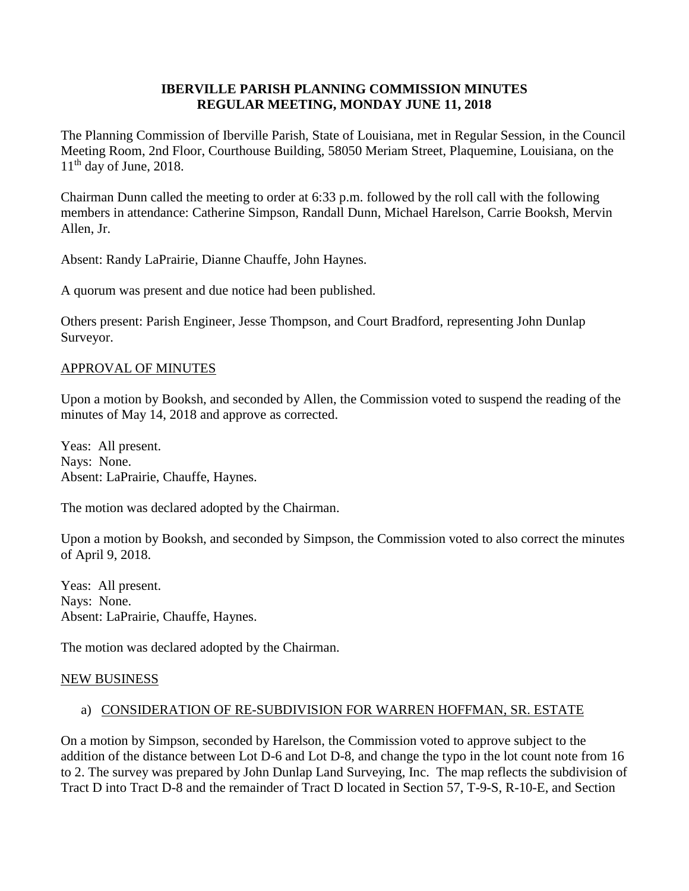**IBERVILLE PARISH PLANNING COMMISSION MINUTES**
**REGULAR MEETING, MONDAY JUNE 11, 2018**

The Planning Commission of Iberville Parish, State of Louisiana, met in Regular Session, in the Council Meeting Room, 2nd Floor, Courthouse Building, 58050 Meriam Street, Plaquemine, Louisiana, on the 11th day of June, 2018.

Chairman Dunn called the meeting to order at 6:33 p.m. followed by the roll call with the following members in attendance: Catherine Simpson, Randall Dunn, Michael Harelson, Carrie Booksh, Mervin Allen, Jr.

Absent: Randy LaPrairie, Dianne Chauffe, John Haynes.

A quorum was present and due notice had been published.

Others present: Parish Engineer, Jesse Thompson, and Court Bradford, representing John Dunlap Surveyor.

APPROVAL OF MINUTES

Upon a motion by Booksh, and seconded by Allen, the Commission voted to suspend the reading of the minutes of May 14, 2018 and approve as corrected.

Yeas: All present.
Nays: None.
Absent: LaPrairie, Chauffe, Haynes.

The motion was declared adopted by the Chairman.

Upon a motion by Booksh, and seconded by Simpson, the Commission voted to also correct the minutes of April 9, 2018.

Yeas: All present.
Nays: None.
Absent: LaPrairie, Chauffe, Haynes.

The motion was declared adopted by the Chairman.

NEW BUSINESS

a) CONSIDERATION OF RE-SUBDIVISION FOR WARREN HOFFMAN, SR. ESTATE

On a motion by Simpson, seconded by Harelson, the Commission voted to approve subject to the addition of the distance between Lot D-6 and Lot D-8, and change the typo in the lot count note from 16 to 2. The survey was prepared by John Dunlap Land Surveying, Inc. The map reflects the subdivision of Tract D into Tract D-8 and the remainder of Tract D located in Section 57, T-9-S, R-10-E, and Section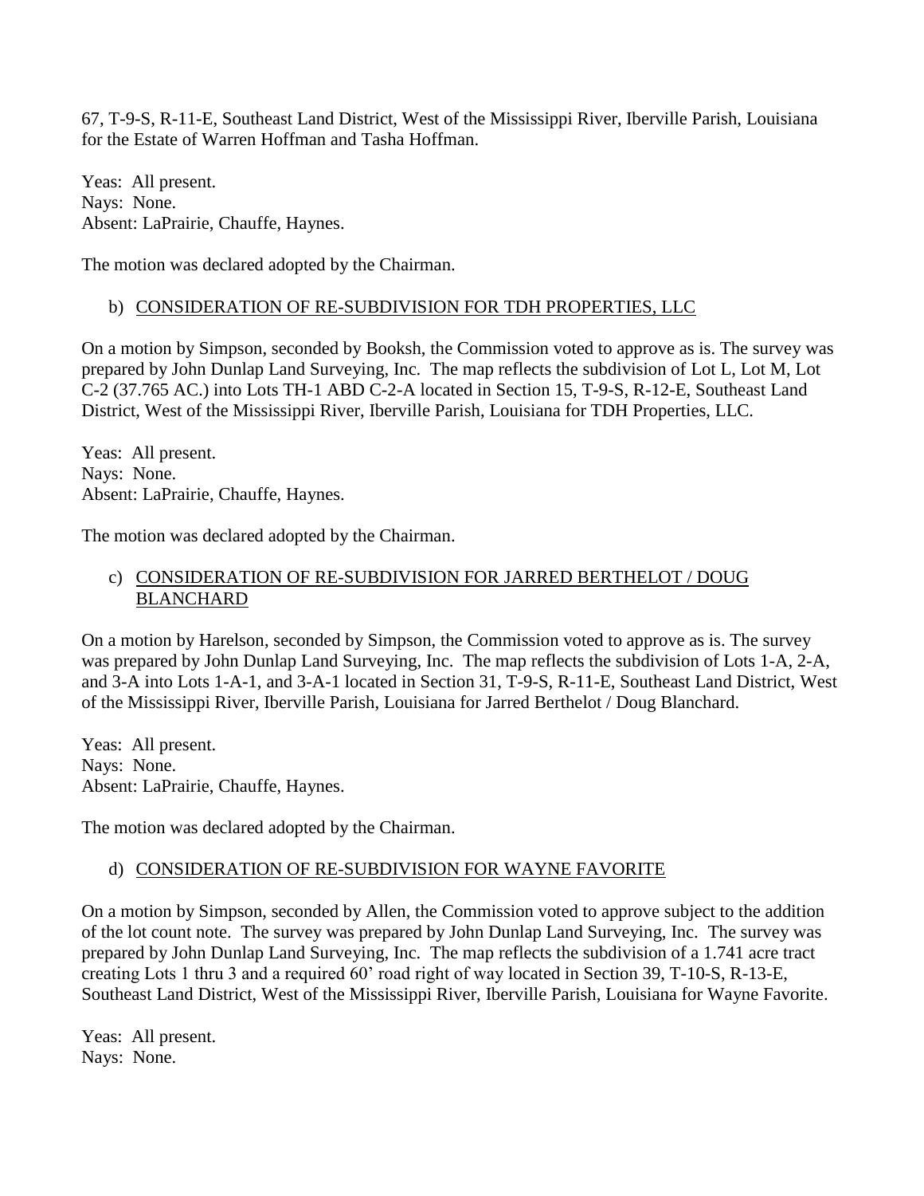67, T-9-S, R-11-E, Southeast Land District, West of the Mississippi River, Iberville Parish, Louisiana for the Estate of Warren Hoffman and Tasha Hoffman.

Yeas: All present.
Nays: None.
Absent: LaPrairie, Chauffe, Haynes.

The motion was declared adopted by the Chairman.

b) CONSIDERATION OF RE-SUBDIVISION FOR TDH PROPERTIES, LLC

On a motion by Simpson, seconded by Booksh, the Commission voted to approve as is. The survey was prepared by John Dunlap Land Surveying, Inc. The map reflects the subdivision of Lot L, Lot M, Lot C-2 (37.765 AC.) into Lots TH-1 ABD C-2-A located in Section 15, T-9-S, R-12-E, Southeast Land District, West of the Mississippi River, Iberville Parish, Louisiana for TDH Properties, LLC.

Yeas: All present.
Nays: None.
Absent: LaPrairie, Chauffe, Haynes.

The motion was declared adopted by the Chairman.

c) CONSIDERATION OF RE-SUBDIVISION FOR JARRED BERTHELOT / DOUG BLANCHARD

On a motion by Harelson, seconded by Simpson, the Commission voted to approve as is. The survey was prepared by John Dunlap Land Surveying, Inc. The map reflects the subdivision of Lots 1-A, 2-A, and 3-A into Lots 1-A-1, and 3-A-1 located in Section 31, T-9-S, R-11-E, Southeast Land District, West of the Mississippi River, Iberville Parish, Louisiana for Jarred Berthelot / Doug Blanchard.

Yeas: All present.
Nays: None.
Absent: LaPrairie, Chauffe, Haynes.

The motion was declared adopted by the Chairman.

d) CONSIDERATION OF RE-SUBDIVISION FOR WAYNE FAVORITE

On a motion by Simpson, seconded by Allen, the Commission voted to approve subject to the addition of the lot count note. The survey was prepared by John Dunlap Land Surveying, Inc. The survey was prepared by John Dunlap Land Surveying, Inc. The map reflects the subdivision of a 1.741 acre tract creating Lots 1 thru 3 and a required 60' road right of way located in Section 39, T-10-S, R-13-E, Southeast Land District, West of the Mississippi River, Iberville Parish, Louisiana for Wayne Favorite.

Yeas: All present.
Nays: None.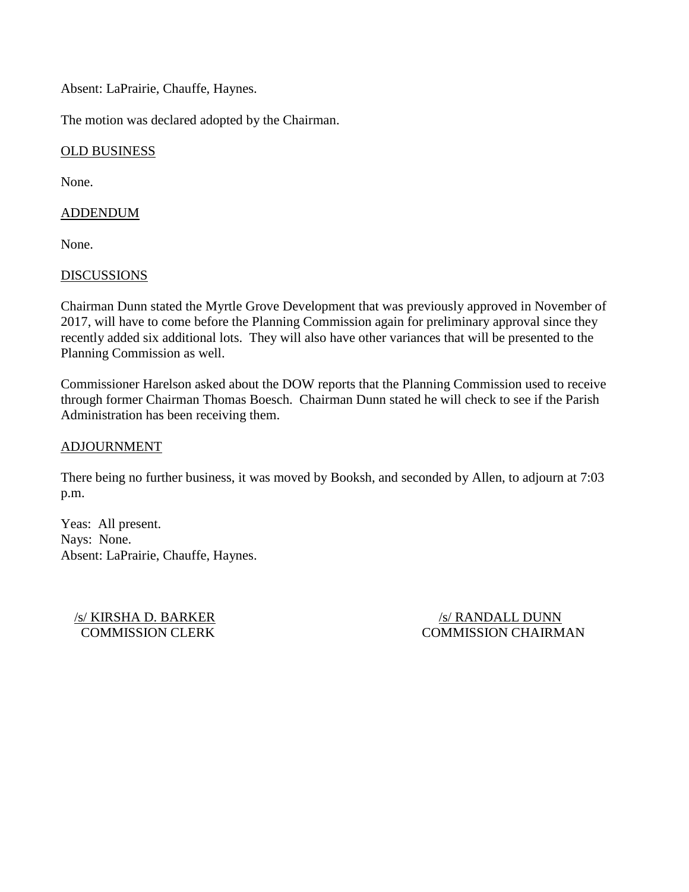Absent: LaPrairie, Chauffe, Haynes.

The motion was declared adopted by the Chairman.

OLD BUSINESS

None.

ADDENDUM

None.

DISCUSSIONS

Chairman Dunn stated the Myrtle Grove Development that was previously approved in November of 2017, will have to come before the Planning Commission again for preliminary approval since they recently added six additional lots. They will also have other variances that will be presented to the Planning Commission as well.

Commissioner Harelson asked about the DOW reports that the Planning Commission used to receive through former Chairman Thomas Boesch. Chairman Dunn stated he will check to see if the Parish Administration has been receiving them.

ADJOURNMENT

There being no further business, it was moved by Booksh, and seconded by Allen, to adjourn at 7:03 p.m.

Yeas: All present.
Nays: None.
Absent: LaPrairie, Chauffe, Haynes.

/s/ KIRSHA D. BARKER
COMMISSION CLERK

/s/ RANDALL DUNN
COMMISSION CHAIRMAN